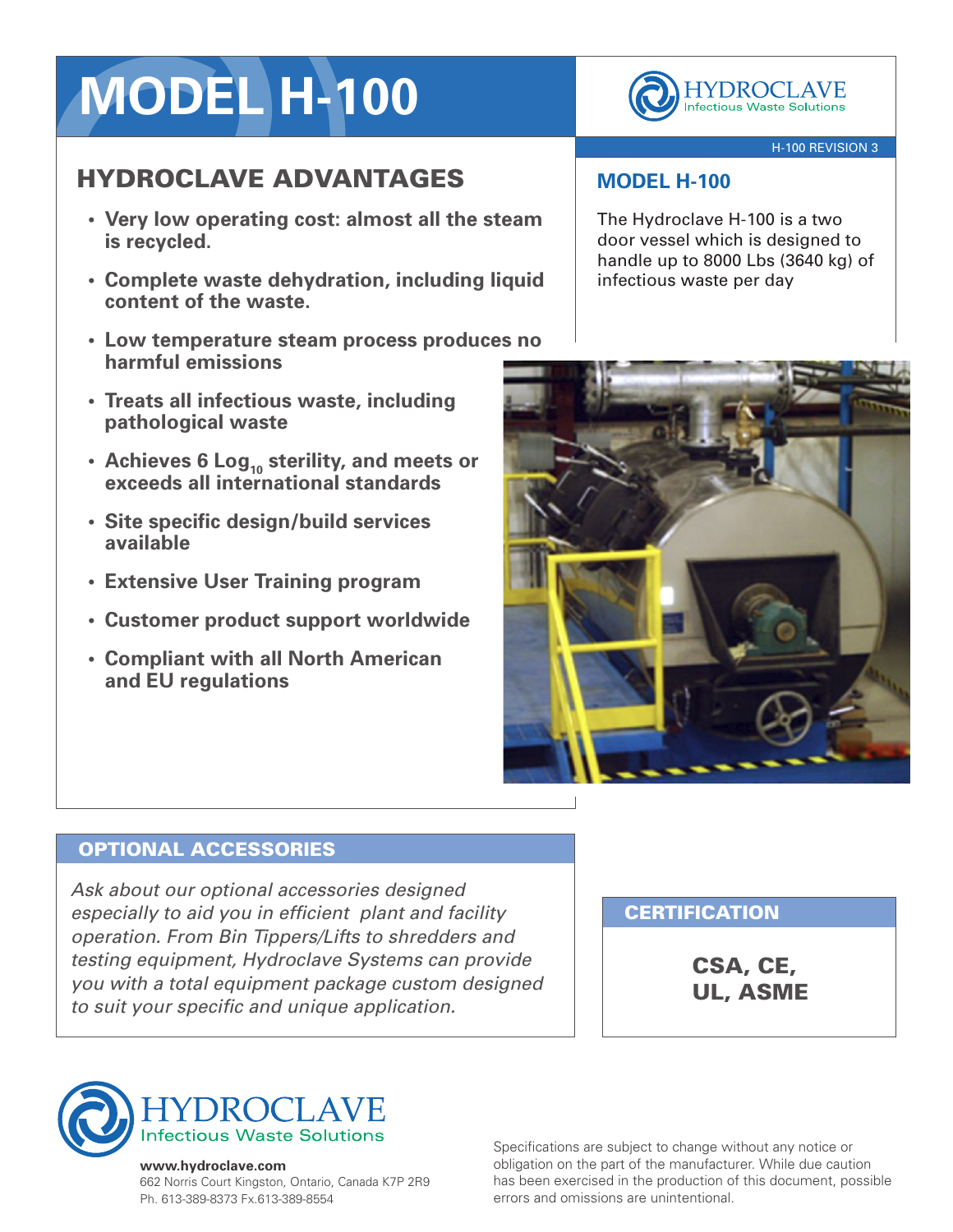# MODEL H-100

HYDROCLAVE
Infectious Waste Solutions

H-100 REVISION 3

## HYDROCLAVE ADVANTAGES

- **Very low operating cost: almost all the steam is recycled.**
- **Complete waste dehydration, including liquid content of the waste.**
- **Low temperature steam process produces no harmful emissions**
- **Treats all infectious waste, including pathological waste**
- **Achieves 6 $Log_{10}$ sterility, and meets or exceeds all international standards**
- **Site specific design/build services available**
- **Extensive User Training program**
- **Customer product support worldwide**
- **Compliant with all North American and EU regulations**

## MODEL H-100

The Hydroclave H-100 is a two door vessel which is designed to handle up to 8000 Lbs (3640 kg) of infectious waste per day

## OPTIONAL ACCESSORIES

*Ask about our optional accessories designed especially to aid you in efficient plant and facility operation. From Bin Tippers/Lifts to shredders and testing equipment, Hydroclave Systems can provide you with a total equipment package custom designed to suit your specific and unique application.*

## CERTIFICATION

**CSA, CE, UL, ASME**

HYDROCLAVE
Infectious Waste Solutions

**www.hydroclave.com**
662 Norris Court Kingston, Ontario, Canada K7P 2R9
Ph. 613-389-8373 Fx.613-389-8554

Specifications are subject to change without any notice or obligation on the part of the manufacturer. While due caution has been exercised in the production of this document, possible errors and omissions are unintentional.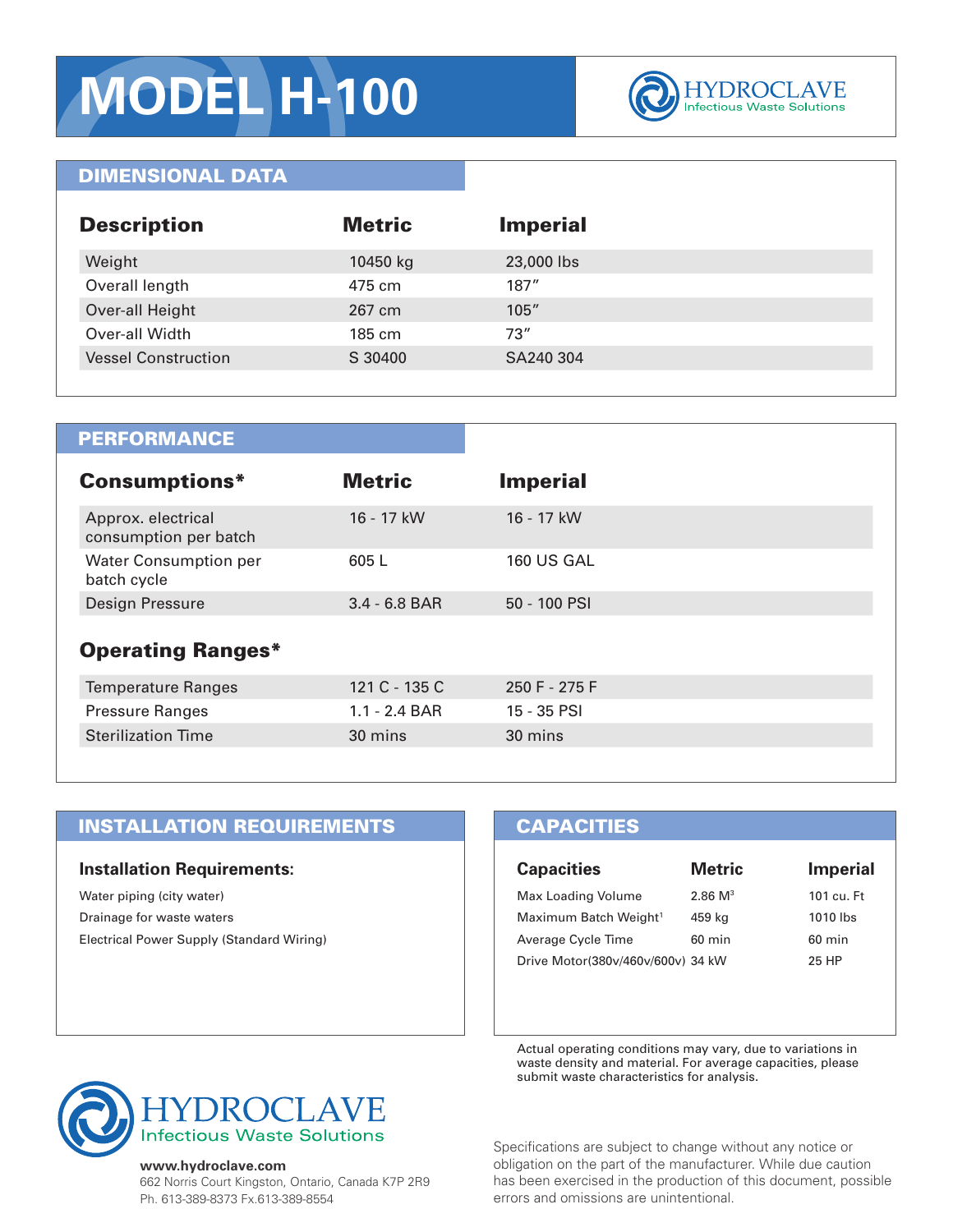# MODEL H-100

HYDROCLAVE
Infectious Waste Solutions

## DIMENSIONAL DATA

| Description | Metric | Imperial |
|---|---|---|
| Weight | 10450 kg | 23,000 lbs |
| Overall length | 475 cm | 187″ |
| Over-all Height | 267 cm | 105″ |
| Over-all Width | 185 cm | 73″ |
| Vessel Construction | S 30400 | SA240 304 |

## PERFORMANCE

| Consumptions* | Metric | Imperial |
|---|---|---|
| Approx. electrical consumption per batch | 16 - 17 kW | 16 - 17 kW |
| Water Consumption per batch cycle | 605 L | 160 US GAL |
| Design Pressure | 3.4 - 6.8 BAR | 50 - 100 PSI |

### Operating Ranges*

| | | |
|---|---|---|
| Temperature Ranges | 121 C - 135 C | 250 F - 275 F |
| Pressure Ranges | 1.1 - 2.4 BAR | 15 - 35 PSI |
| Sterilization Time | 30 mins | 30 mins |

## INSTALLATION REQUIREMENTS

**Installation Requirements:**

Water piping (city water)

Drainage for waste waters

Electrical Power Supply (Standard Wiring)

## CAPACITIES

| Capacities | Metric | Imperial |
|---|---|---|
| Max Loading Volume | 2.86 $M^3$ | 101 cu. Ft |
| Maximum Batch Weight[1] | 459 kg | 1010 lbs |
| Average Cycle Time | 60 min | 60 min |
| Drive Motor(380v/460v/600v) | 34 kW | 25 HP |

Actual operating conditions may vary, due to variations in waste density and material. For average capacities, please submit waste characteristics for analysis.

HYDROCLAVE
Infectious Waste Solutions

**www.hydroclave.com**
662 Norris Court Kingston, Ontario, Canada K7P 2R9
Ph. 613-389-8373 Fx.613-389-8554

Specifications are subject to change without any notice or obligation on the part of the manufacturer. While due caution has been exercised in the production of this document, possible errors and omissions are unintentional.